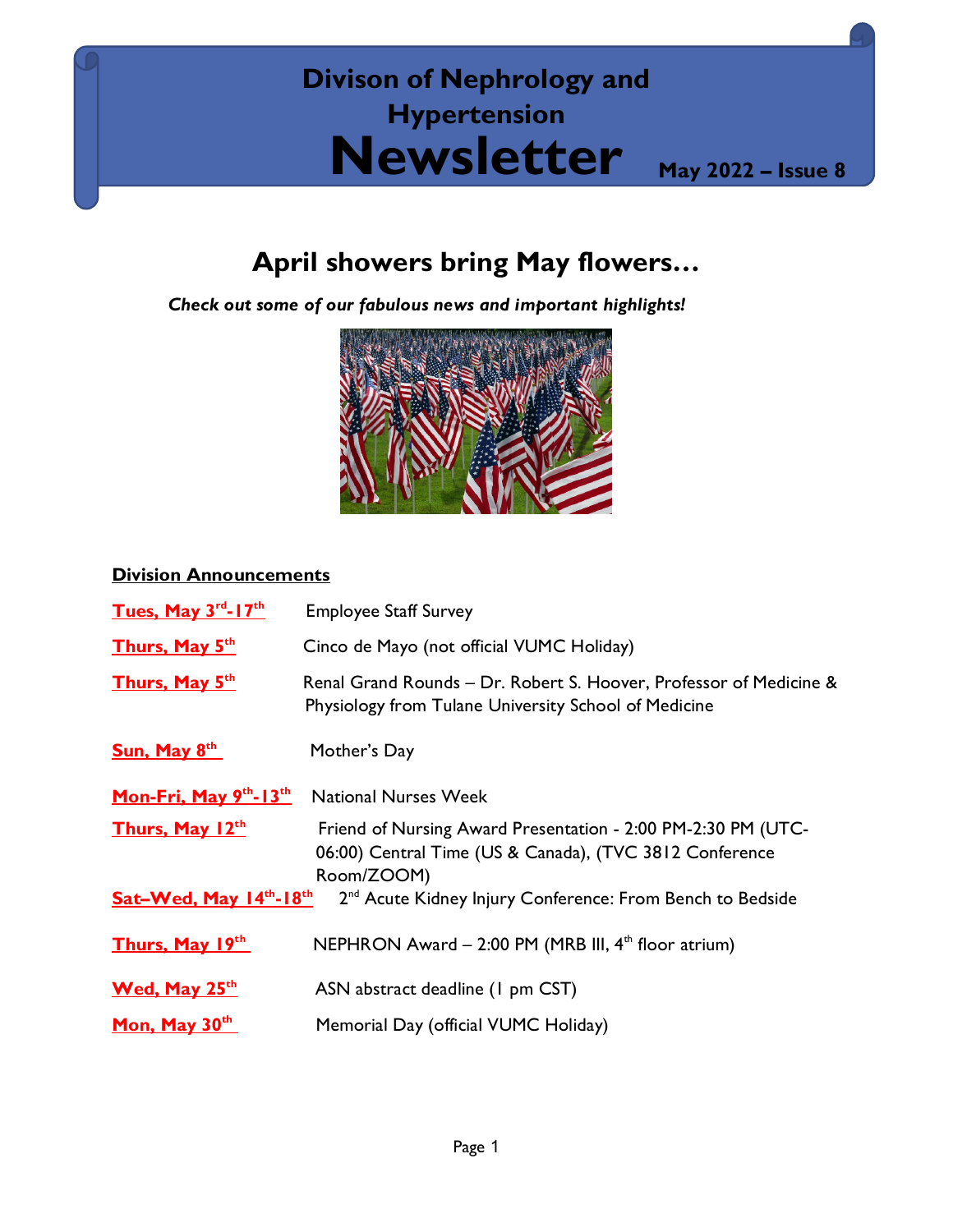# Divison of Nephrology and Hypertension

# Newsletter

**May 2022 – Issue 8**

## April showers bring May flowers…

***Check out some of our fabulous news and important highlights!***

### Division Announcements

| | |
|---|---|
| **Tues, May 3rd-17th** | Employee Staff Survey |
| **Thurs, May 5th** | Cinco de Mayo (not official VUMC Holiday) |
| **Thurs, May 5th** | Renal Grand Rounds – Dr. Robert S. Hoover, Professor of Medicine & Physiology from Tulane University School of Medicine |
| **Sun, May 8th** | Mother's Day |
| **Mon-Fri, May 9th-13th** | National Nurses Week |
| **Thurs, May 12th** | Friend of Nursing Award Presentation - 2:00 PM-2:30 PM (UTC-06:00) Central Time (US & Canada), (TVC 3812 Conference Room/ZOOM) |
| **Sat–Wed, May 14th-18th** | 2nd Acute Kidney Injury Conference: From Bench to Bedside |
| **Thurs, May 19th** | NEPHRON Award – 2:00 PM (MRB III, 4th floor atrium) |
| **Wed, May 25th** | ASN abstract deadline (1 pm CST) |
| **Mon, May 30th** | Memorial Day (official VUMC Holiday) |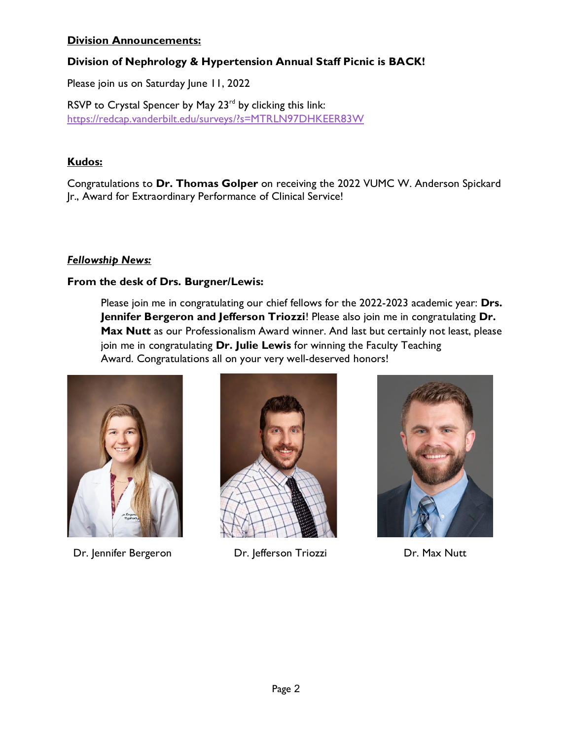**Division Announcements:**

**Division of Nephrology & Hypertension Annual Staff Picnic is BACK!**

Please join us on Saturday June 11, 2022

RSVP to Crystal Spencer by May 23rd by clicking this link: https://redcap.vanderbilt.edu/surveys/?s=MTRLN97DHKEER83W

**Kudos:**

Congratulations to **Dr. Thomas Golper** on receiving the 2022 VUMC W. Anderson Spickard Jr., Award for Extraordinary Performance of Clinical Service!

***Fellowship News:***

**From the desk of Drs. Burgner/Lewis:**

Please join me in congratulating our chief fellows for the 2022-2023 academic year: **Drs. Jennifer Bergeron and Jefferson Triozzi**! Please also join me in congratulating **Dr. Max Nutt** as our Professionalism Award winner. And last but certainly not least, please join me in congratulating **Dr. Julie Lewis** for winning the Faculty Teaching Award. Congratulations all on your very well-deserved honors!

Dr. Jennifer Bergeron

Dr. Jefferson Triozzi

Dr. Max Nutt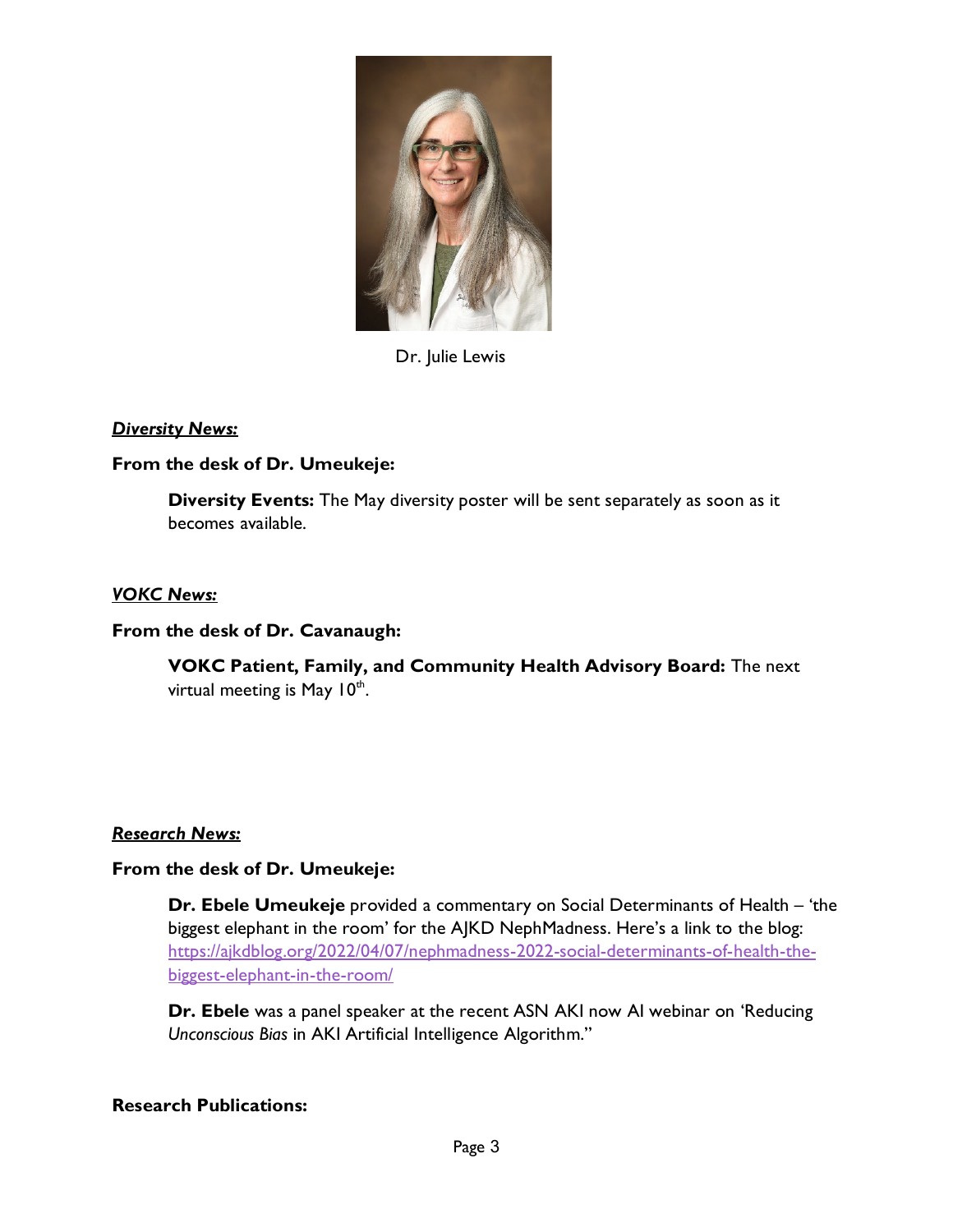Dr. Julie Lewis

***Diversity News:***

**From the desk of Dr. Umeukeje:**

**Diversity Events:** The May diversity poster will be sent separately as soon as it becomes available.

***VOKC News:***

**From the desk of Dr. Cavanaugh:**

**VOKC Patient, Family, and Community Health Advisory Board:** The next virtual meeting is May 10th.

***Research News:***

**From the desk of Dr. Umeukeje:**

**Dr. Ebele Umeukeje** provided a commentary on Social Determinants of Health – 'the biggest elephant in the room' for the AJKD NephMadness. Here's a link to the blog: https://ajkdblog.org/2022/04/07/nephmadness-2022-social-determinants-of-health-the-biggest-elephant-in-the-room/

**Dr. Ebele** was a panel speaker at the recent ASN AKI now AI webinar on 'Reducing *Unconscious Bias* in AKI Artificial Intelligence Algorithm."

**Research Publications:**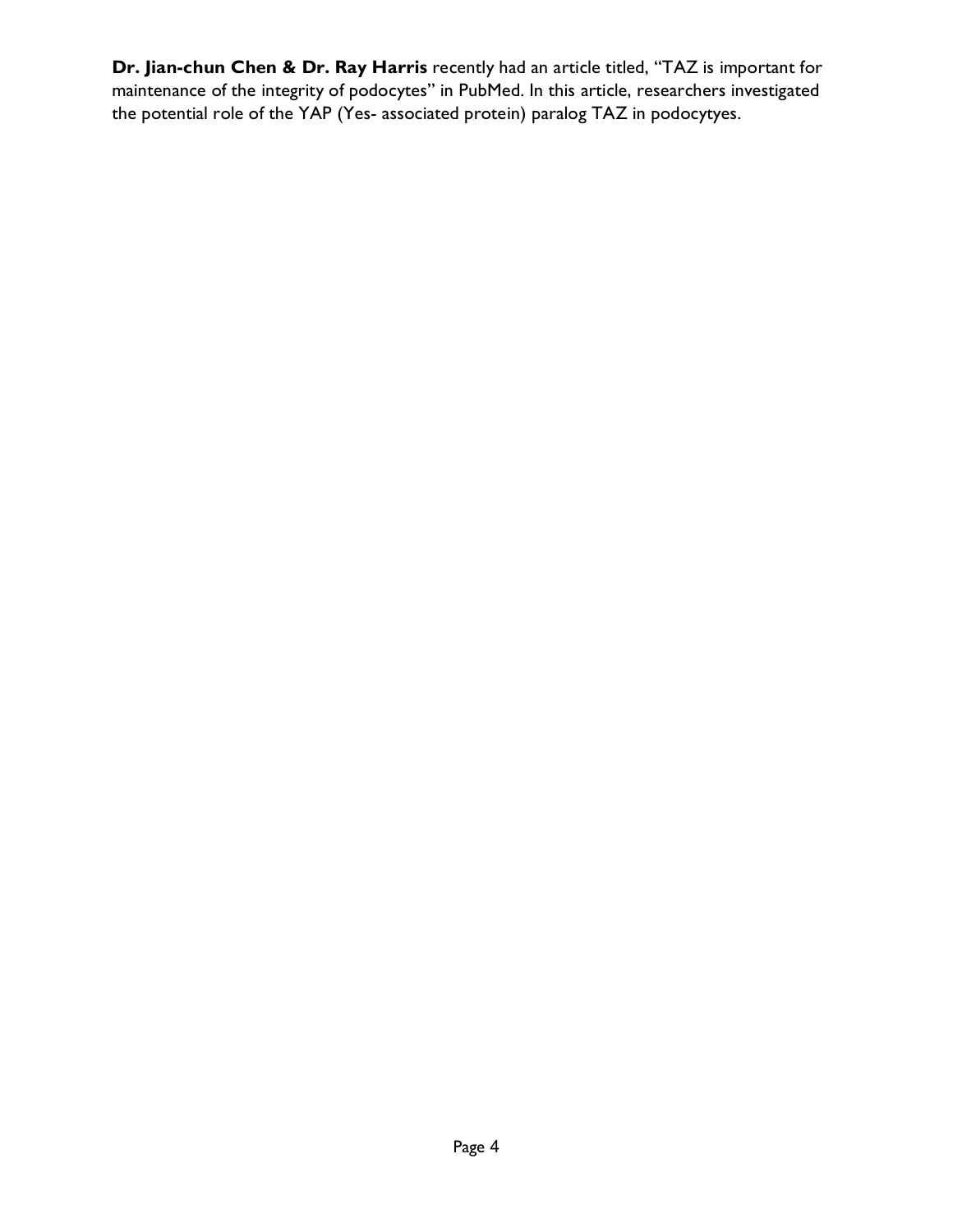**Dr. Jian-chun Chen & Dr. Ray Harris** recently had an article titled, "TAZ is important for maintenance of the integrity of podocytes" in PubMed. In this article, researchers investigated the potential role of the YAP (Yes- associated protein) paralog TAZ in podocytyes.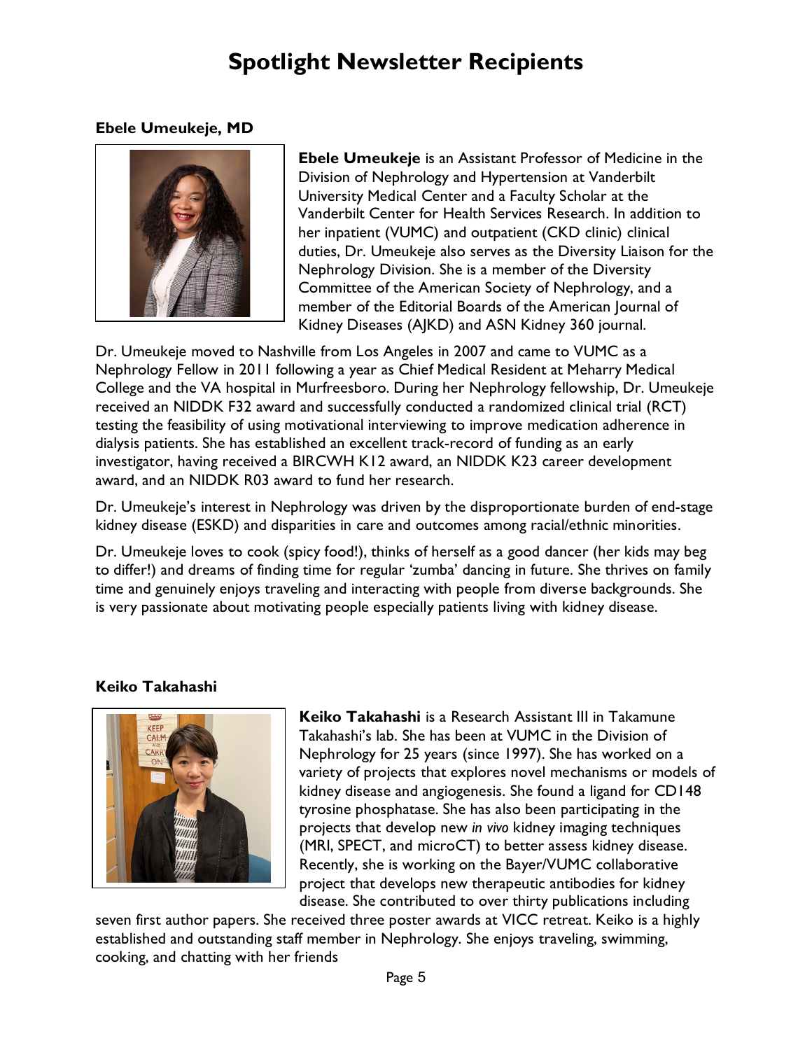# Spotlight Newsletter Recipients

### Ebele Umeukeje, MD

**Ebele Umeukeje** is an Assistant Professor of Medicine in the Division of Nephrology and Hypertension at Vanderbilt University Medical Center and a Faculty Scholar at the Vanderbilt Center for Health Services Research. In addition to her inpatient (VUMC) and outpatient (CKD clinic) clinical duties, Dr. Umeukeje also serves as the Diversity Liaison for the Nephrology Division. She is a member of the Diversity Committee of the American Society of Nephrology, and a member of the Editorial Boards of the American Journal of Kidney Diseases (AJKD) and ASN Kidney 360 journal.

Dr. Umeukeje moved to Nashville from Los Angeles in 2007 and came to VUMC as a Nephrology Fellow in 2011 following a year as Chief Medical Resident at Meharry Medical College and the VA hospital in Murfreesboro. During her Nephrology fellowship, Dr. Umeukeje received an NIDDK F32 award and successfully conducted a randomized clinical trial (RCT) testing the feasibility of using motivational interviewing to improve medication adherence in dialysis patients. She has established an excellent track-record of funding as an early investigator, having received a BIRCWH K12 award, an NIDDK K23 career development award, and an NIDDK R03 award to fund her research.

Dr. Umeukeje's interest in Nephrology was driven by the disproportionate burden of end-stage kidney disease (ESKD) and disparities in care and outcomes among racial/ethnic minorities.

Dr. Umeukeje loves to cook (spicy food!), thinks of herself as a good dancer (her kids may beg to differ!) and dreams of finding time for regular 'zumba' dancing in future. She thrives on family time and genuinely enjoys traveling and interacting with people from diverse backgrounds. She is very passionate about motivating people especially patients living with kidney disease.

### Keiko Takahashi

**Keiko Takahashi** is a Research Assistant III in Takamune Takahashi's lab. She has been at VUMC in the Division of Nephrology for 25 years (since 1997). She has worked on a variety of projects that explores novel mechanisms or models of kidney disease and angiogenesis. She found a ligand for CD148 tyrosine phosphatase. She has also been participating in the projects that develop new *in vivo* kidney imaging techniques (MRI, SPECT, and microCT) to better assess kidney disease. Recently, she is working on the Bayer/VUMC collaborative project that develops new therapeutic antibodies for kidney disease. She contributed to over thirty publications including seven first author papers. She received three poster awards at VICC retreat. Keiko is a highly established and outstanding staff member in Nephrology. She enjoys traveling, swimming, cooking, and chatting with her friends